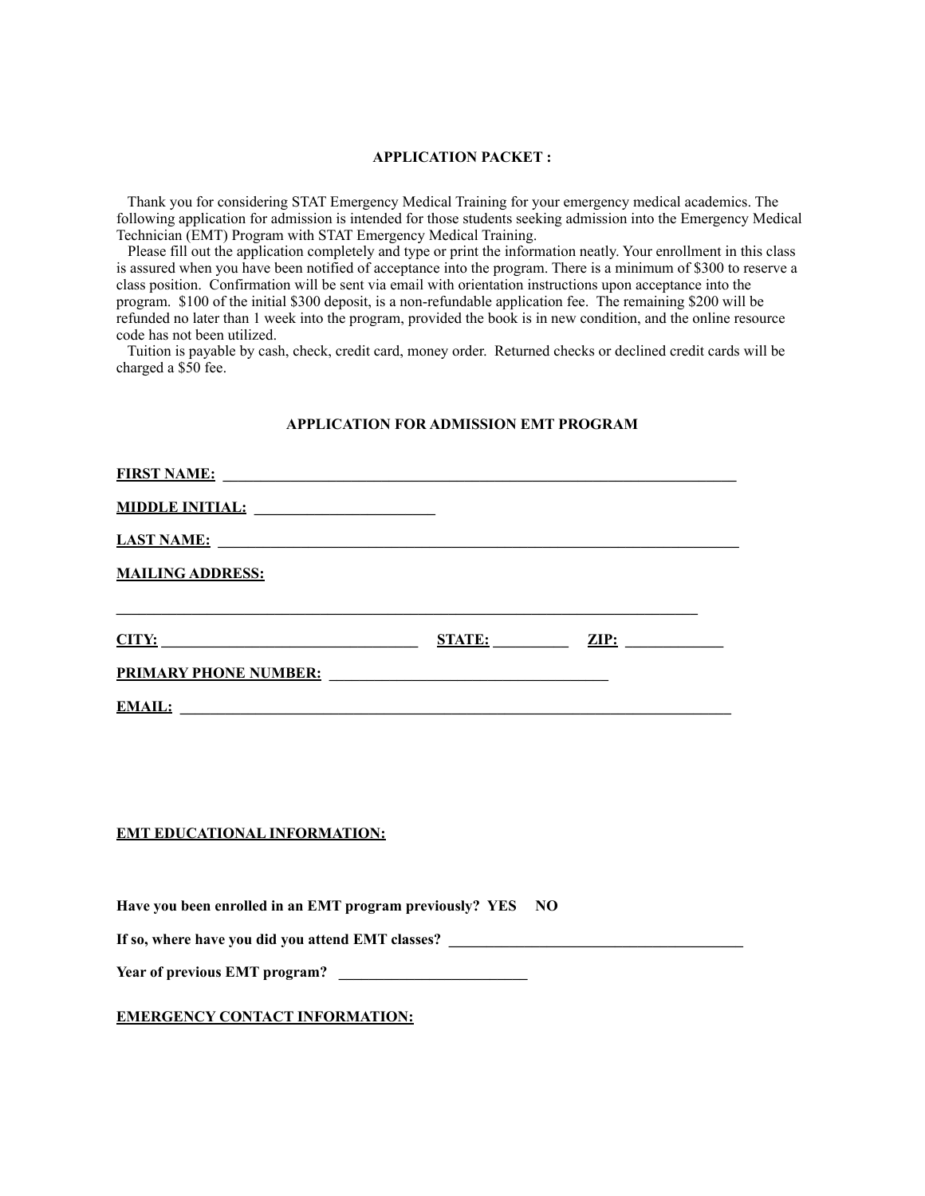**APPLICATION PACKET :**

Thank you for considering STAT Emergency Medical Training for your emergency medical academics. The following application for admission is intended for those students seeking admission into the Emergency Medical Technician (EMT) Program with STAT Emergency Medical Training.

Please fill out the application completely and type or print the information neatly. Your enrollment in this class is assured when you have been notified of acceptance into the program. There is a minimum of $300 to reserve a class position. Confirmation will be sent via email with orientation instructions upon acceptance into the program. $100 of the initial $300 deposit, is a non-refundable application fee. The remaining $200 will be refunded no later than 1 week into the program, provided the book is in new condition, and the online resource code has not been utilized.

Tuition is payable by cash, check, credit card, money order. Returned checks or declined credit cards will be charged a $50 fee.

**APPLICATION FOR ADMISSION EMT PROGRAM**

**FIRST NAME:** ______________________________________________________________________

**MIDDLE INITIAL:** _______________________

**LAST NAME:** ______________________________________________________________________

**MAILING ADDRESS:**

_______________________________________________________________________________

**CITY:** __________________________________ **STATE:** __________ **ZIP:** ____________

**PRIMARY PHONE NUMBER:** ____________________________________

**EMAIL:** _________________________________________________________________________

**EMT EDUCATIONAL INFORMATION:**

**Have you been enrolled in an EMT program previously? YES NO**

**If so, where have you did you attend EMT classes?** ________________________________________

**Year of previous EMT program?** _________________________

**EMERGENCY CONTACT INFORMATION:**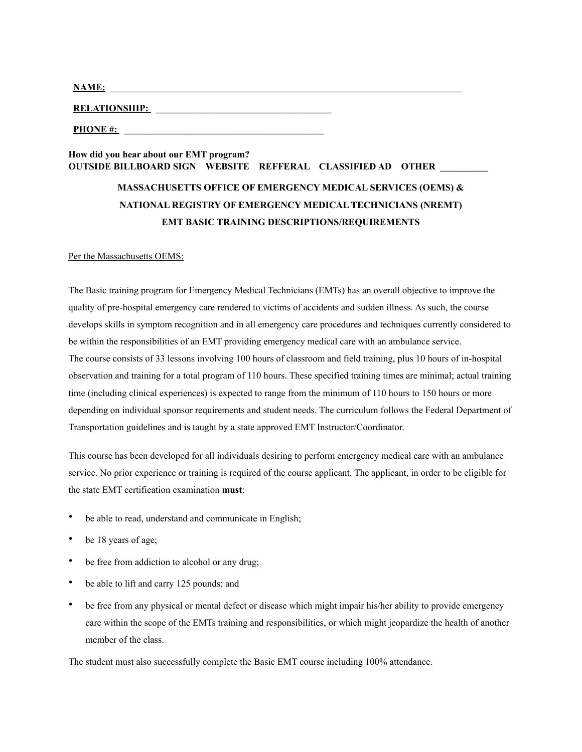**NAME:** ______________________________________________________________________________

**RELATIONSHIP:** ______________________________________

**PHONE #:** ___________________________________________

**How did you hear about our EMT program?**
**OUTSIDE BILLBOARD SIGN WEBSITE REFFERAL CLASSIFIED AD OTHER __________**

**MASSACHUSETTS OFFICE OF EMERGENCY MEDICAL SERVICES (OEMS) &**
**NATIONAL REGISTRY OF EMERGENCY MEDICAL TECHNICIANS (NREMT)**
**EMT BASIC TRAINING DESCRIPTIONS/REQUIREMENTS**

<u>Per the Massachusetts OEMS:</u>

The Basic training program for Emergency Medical Technicians (EMTs) has an overall objective to improve the quality of pre-hospital emergency care rendered to victims of accidents and sudden illness. As such, the course develops skills in symptom recognition and in all emergency care procedures and techniques currently considered to be within the responsibilities of an EMT providing emergency medical care with an ambulance service.
The course consists of 33 lessons involving 100 hours of classroom and field training, plus 10 hours of in-hospital observation and training for a total program of 110 hours. These specified training times are minimal; actual training time (including clinical experiences) is expected to range from the minimum of 110 hours to 150 hours or more depending on individual sponsor requirements and student needs. The curriculum follows the Federal Department of Transportation guidelines and is taught by a state approved EMT Instructor/Coordinator.

This course has been developed for all individuals desiring to perform emergency medical care with an ambulance service. No prior experience or training is required of the course applicant. The applicant, in order to be eligible for the state EMT certification examination **must**:

- be able to read, understand and communicate in English;
- be 18 years of age;
- be free from addiction to alcohol or any drug;
- be able to lift and carry 125 pounds; and
- be free from any physical or mental defect or disease which might impair his/her ability to provide emergency care within the scope of the EMTs training and responsibilities, or which might jeopardize the health of another member of the class.

<u>The student must also successfully complete the Basic EMT course including 100% attendance.</u>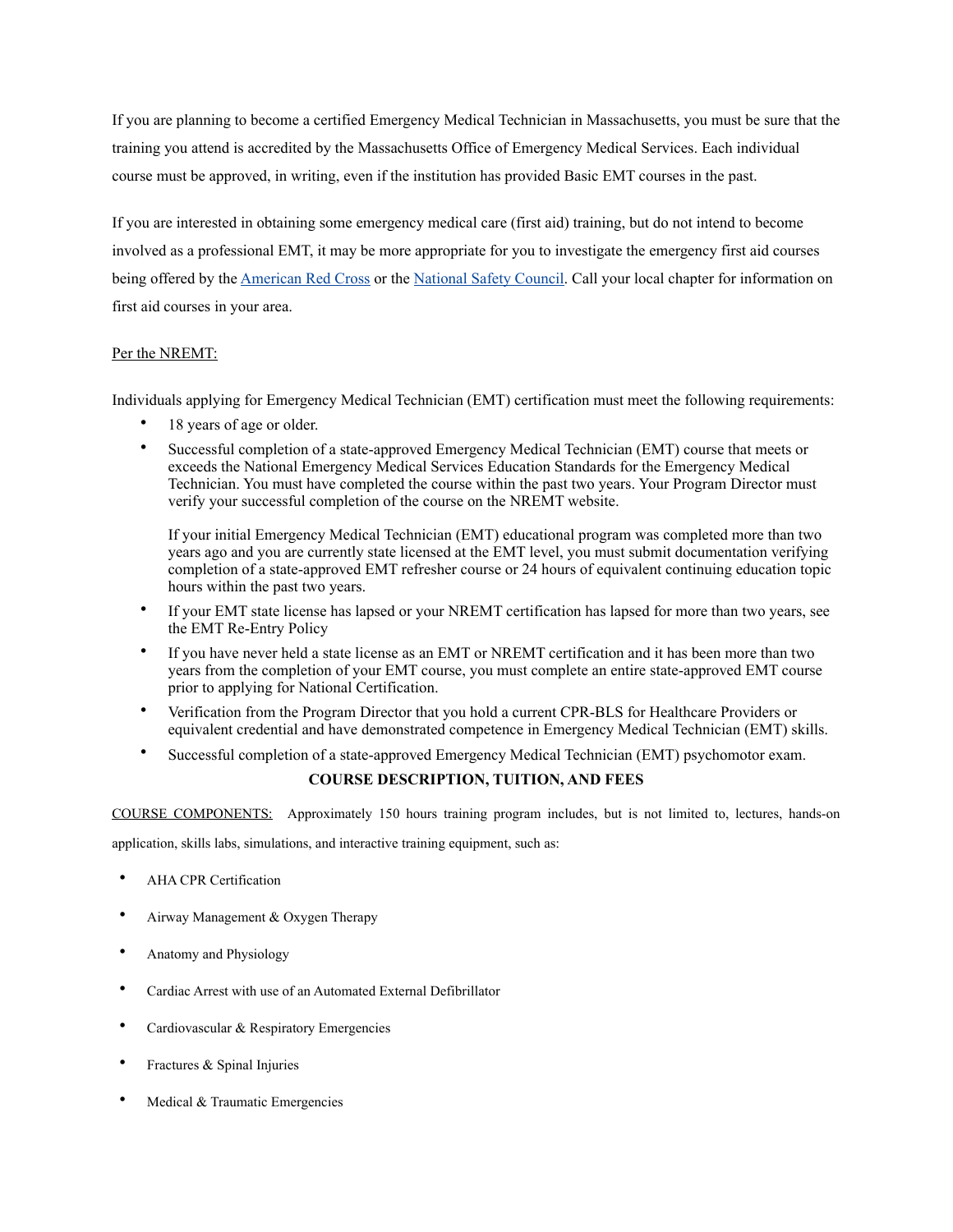If you are planning to become a certified Emergency Medical Technician in Massachusetts, you must be sure that the training you attend is accredited by the Massachusetts Office of Emergency Medical Services. Each individual course must be approved, in writing, even if the institution has provided Basic EMT courses in the past.

If you are interested in obtaining some emergency medical care (first aid) training, but do not intend to become involved as a professional EMT, it may be more appropriate for you to investigate the emergency first aid courses being offered by the American Red Cross or the National Safety Council. Call your local chapter for information on first aid courses in your area.

Per the NREMT:

Individuals applying for Emergency Medical Technician (EMT) certification must meet the following requirements:

- 18 years of age or older.
- Successful completion of a state-approved Emergency Medical Technician (EMT) course that meets or exceeds the National Emergency Medical Services Education Standards for the Emergency Medical Technician. You must have completed the course within the past two years. Your Program Director must verify your successful completion of the course on the NREMT website.

  If your initial Emergency Medical Technician (EMT) educational program was completed more than two years ago and you are currently state licensed at the EMT level, you must submit documentation verifying completion of a state-approved EMT refresher course or 24 hours of equivalent continuing education topic hours within the past two years.
- If your EMT state license has lapsed or your NREMT certification has lapsed for more than two years, see the EMT Re-Entry Policy
- If you have never held a state license as an EMT or NREMT certification and it has been more than two years from the completion of your EMT course, you must complete an entire state-approved EMT course prior to applying for National Certification.
- Verification from the Program Director that you hold a current CPR-BLS for Healthcare Providers or equivalent credential and have demonstrated competence in Emergency Medical Technician (EMT) skills.
- Successful completion of a state-approved Emergency Medical Technician (EMT) psychomotor exam.

**COURSE DESCRIPTION, TUITION, AND FEES**

COURSE COMPONENTS: Approximately 150 hours training program includes, but is not limited to, lectures, hands-on application, skills labs, simulations, and interactive training equipment, such as:

- AHA CPR Certification
- Airway Management & Oxygen Therapy
- Anatomy and Physiology
- Cardiac Arrest with use of an Automated External Defibrillator
- Cardiovascular & Respiratory Emergencies
- Fractures & Spinal Injuries
- Medical & Traumatic Emergencies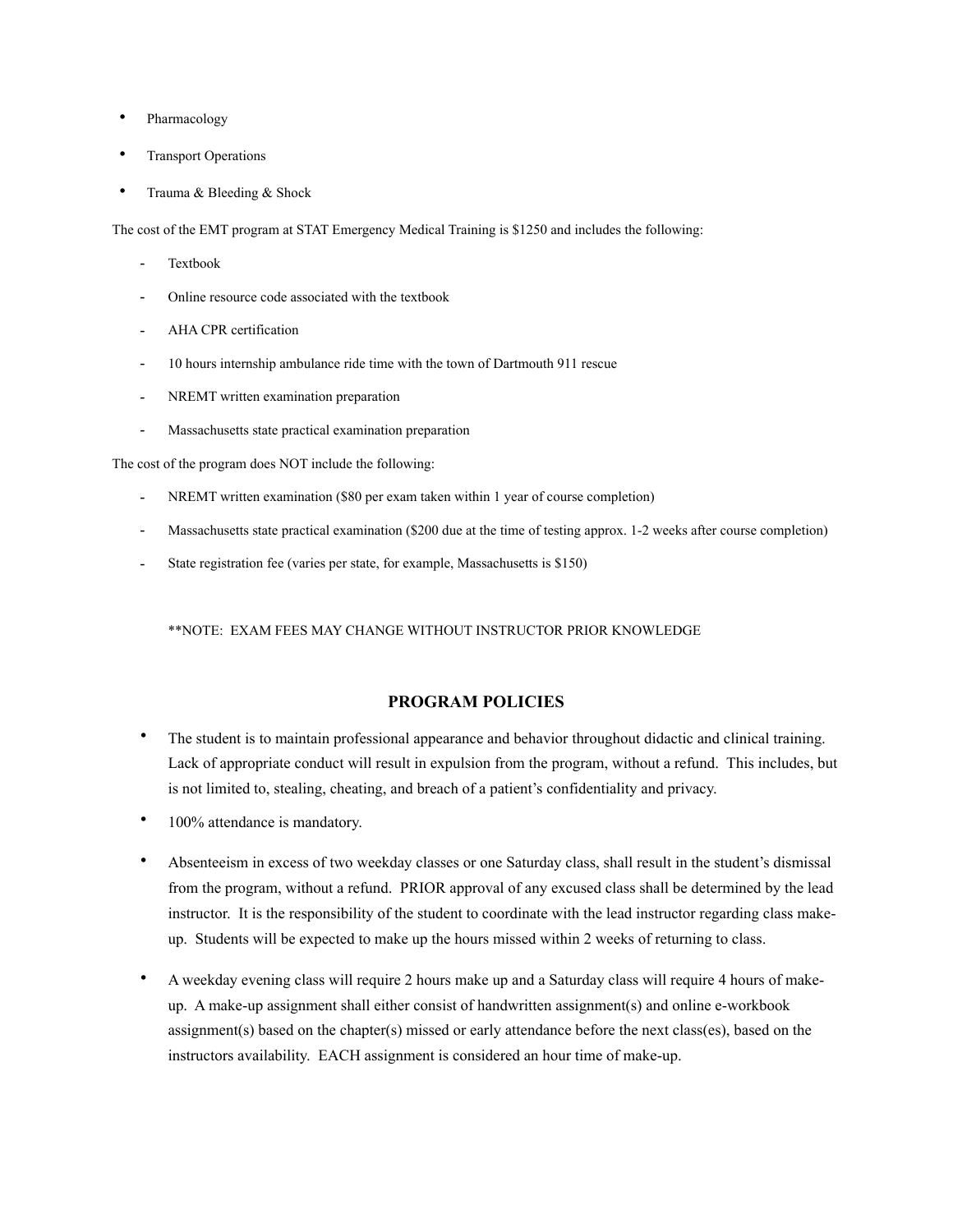- Pharmacology
- Transport Operations
- Trauma & Bleeding & Shock

The cost of the EMT program at STAT Emergency Medical Training is $1250 and includes the following:

- Textbook
- Online resource code associated with the textbook
- AHA CPR certification
- 10 hours internship ambulance ride time with the town of Dartmouth 911 rescue
- NREMT written examination preparation
- Massachusetts state practical examination preparation

The cost of the program does NOT include the following:

- NREMT written examination ($80 per exam taken within 1 year of course completion)
- Massachusetts state practical examination ($200 due at the time of testing approx. 1-2 weeks after course completion)
- State registration fee (varies per state, for example, Massachusetts is $150)

**NOTE: EXAM FEES MAY CHANGE WITHOUT INSTRUCTOR PRIOR KNOWLEDGE

## PROGRAM POLICIES

- The student is to maintain professional appearance and behavior throughout didactic and clinical training. Lack of appropriate conduct will result in expulsion from the program, without a refund. This includes, but is not limited to, stealing, cheating, and breach of a patient's confidentiality and privacy.
- 100% attendance is mandatory.
- Absenteeism in excess of two weekday classes or one Saturday class, shall result in the student's dismissal from the program, without a refund. PRIOR approval of any excused class shall be determined by the lead instructor. It is the responsibility of the student to coordinate with the lead instructor regarding class make-up. Students will be expected to make up the hours missed within 2 weeks of returning to class.
- A weekday evening class will require 2 hours make up and a Saturday class will require 4 hours of make-up. A make-up assignment shall either consist of handwritten assignment(s) and online e-workbook assignment(s) based on the chapter(s) missed or early attendance before the next class(es), based on the instructors availability. EACH assignment is considered an hour time of make-up.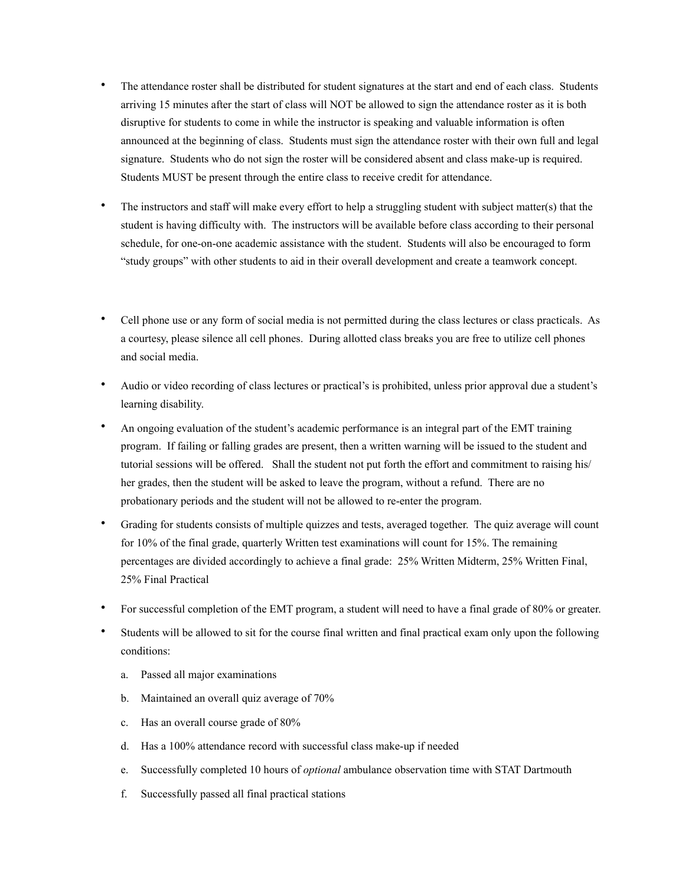- The attendance roster shall be distributed for student signatures at the start and end of each class. Students arriving 15 minutes after the start of class will NOT be allowed to sign the attendance roster as it is both disruptive for students to come in while the instructor is speaking and valuable information is often announced at the beginning of class. Students must sign the attendance roster with their own full and legal signature. Students who do not sign the roster will be considered absent and class make-up is required. Students MUST be present through the entire class to receive credit for attendance.
- The instructors and staff will make every effort to help a struggling student with subject matter(s) that the student is having difficulty with. The instructors will be available before class according to their personal schedule, for one-on-one academic assistance with the student. Students will also be encouraged to form "study groups" with other students to aid in their overall development and create a teamwork concept.
- Cell phone use or any form of social media is not permitted during the class lectures or class practicals. As a courtesy, please silence all cell phones. During allotted class breaks you are free to utilize cell phones and social media.
- Audio or video recording of class lectures or practical's is prohibited, unless prior approval due a student's learning disability.
- An ongoing evaluation of the student's academic performance is an integral part of the EMT training program. If failing or falling grades are present, then a written warning will be issued to the student and tutorial sessions will be offered. Shall the student not put forth the effort and commitment to raising his/her grades, then the student will be asked to leave the program, without a refund. There are no probationary periods and the student will not be allowed to re-enter the program.
- Grading for students consists of multiple quizzes and tests, averaged together. The quiz average will count for 10% of the final grade, quarterly Written test examinations will count for 15%. The remaining percentages are divided accordingly to achieve a final grade: 25% Written Midterm, 25% Written Final, 25% Final Practical
- For successful completion of the EMT program, a student will need to have a final grade of 80% or greater.
- Students will be allowed to sit for the course final written and final practical exam only upon the following conditions:

  a. Passed all major examinations

  b. Maintained an overall quiz average of 70%

  c. Has an overall course grade of 80%

  d. Has a 100% attendance record with successful class make-up if needed

  e. Successfully completed 10 hours of *optional* ambulance observation time with STAT Dartmouth

  f. Successfully passed all final practical stations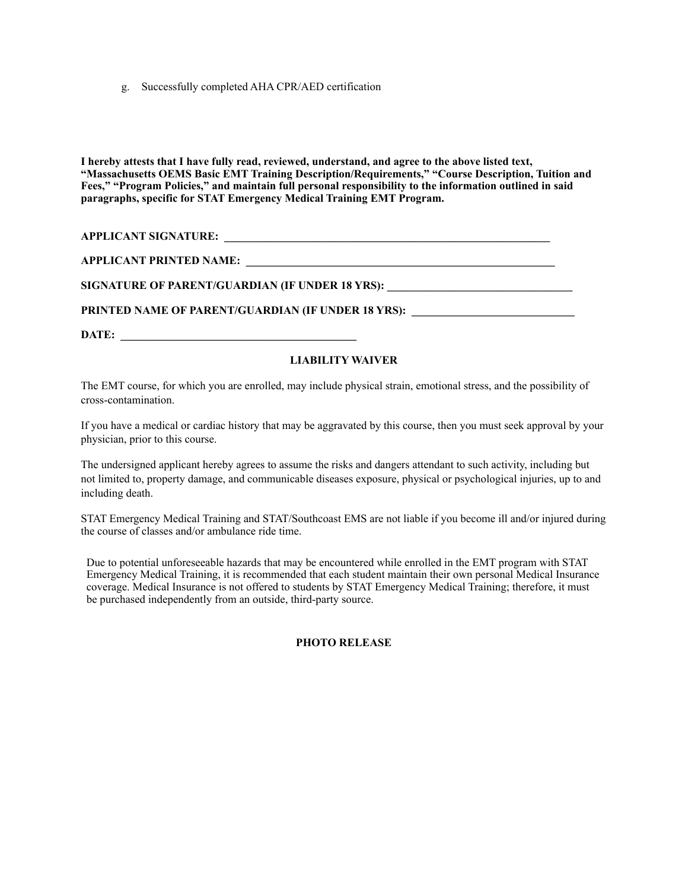g. Successfully completed AHA CPR/AED certification

**I hereby attests that I have fully read, reviewed, understand, and agree to the above listed text, "Massachusetts OEMS Basic EMT Training Description/Requirements," "Course Description, Tuition and Fees," "Program Policies," and maintain full personal responsibility to the information outlined in said paragraphs, specific for STAT Emergency Medical Training EMT Program.**

**APPLICANT SIGNATURE:** ______________________________________________________________

**APPLICANT PRINTED NAME:** __________________________________________________________

**SIGNATURE OF PARENT/GUARDIAN (IF UNDER 18 YRS):** _________________________________

**PRINTED NAME OF PARENT/GUARDIAN (IF UNDER 18 YRS):** _____________________________

**DATE:** ___________________________________________

**LIABILITY WAIVER**

The EMT course, for which you are enrolled, may include physical strain, emotional stress, and the possibility of cross-contamination.

If you have a medical or cardiac history that may be aggravated by this course, then you must seek approval by your physician, prior to this course.

The undersigned applicant hereby agrees to assume the risks and dangers attendant to such activity, including but not limited to, property damage, and communicable diseases exposure, physical or psychological injuries, up to and including death.

STAT Emergency Medical Training and STAT/Southcoast EMS are not liable if you become ill and/or injured during the course of classes and/or ambulance ride time.

Due to potential unforeseeable hazards that may be encountered while enrolled in the EMT program with STAT Emergency Medical Training, it is recommended that each student maintain their own personal Medical Insurance coverage. Medical Insurance is not offered to students by STAT Emergency Medical Training; therefore, it must be purchased independently from an outside, third-party source.

**PHOTO RELEASE**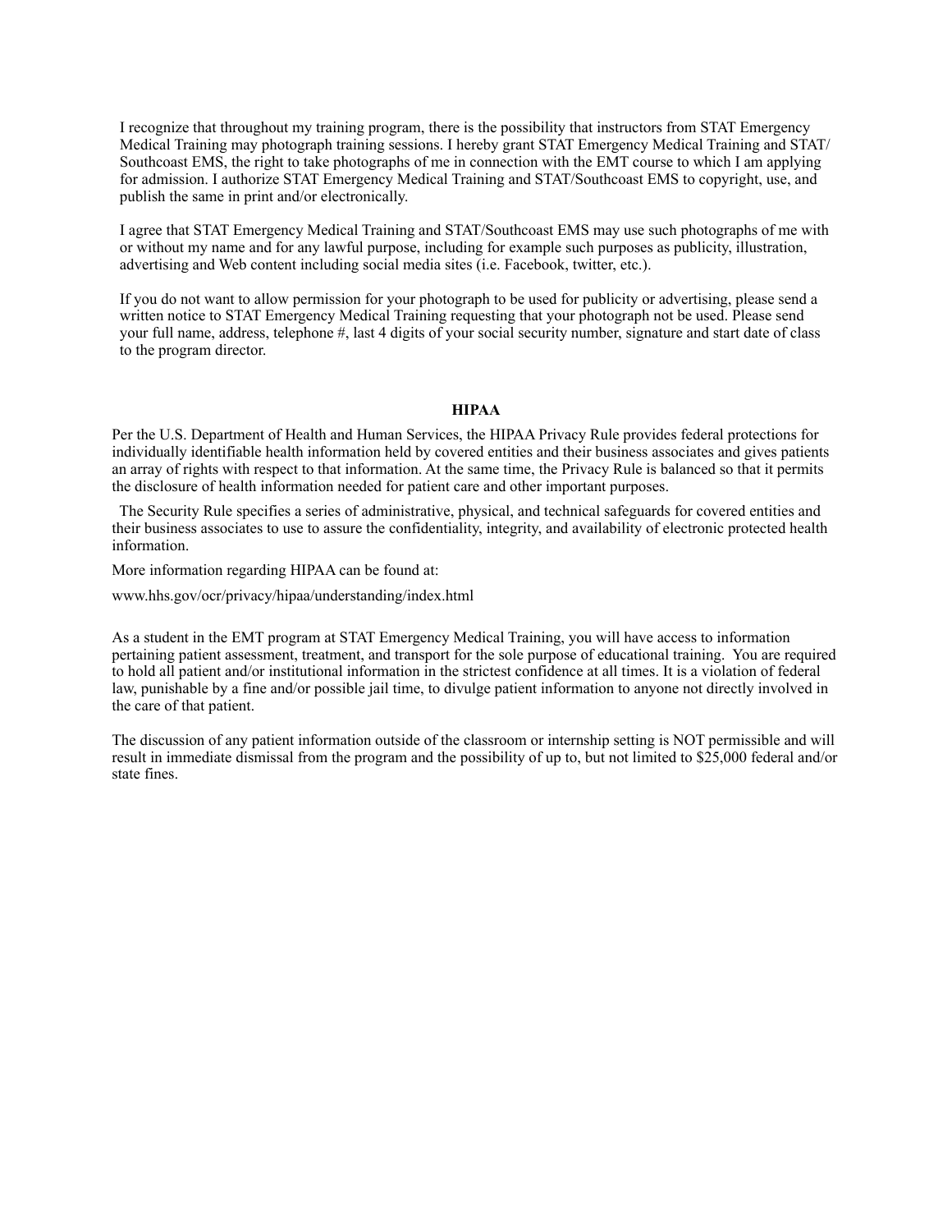I recognize that throughout my training program, there is the possibility that instructors from STAT Emergency Medical Training may photograph training sessions. I hereby grant STAT Emergency Medical Training and STAT/ Southcoast EMS, the right to take photographs of me in connection with the EMT course to which I am applying for admission. I authorize STAT Emergency Medical Training and STAT/Southcoast EMS to copyright, use, and publish the same in print and/or electronically.

I agree that STAT Emergency Medical Training and STAT/Southcoast EMS may use such photographs of me with or without my name and for any lawful purpose, including for example such purposes as publicity, illustration, advertising and Web content including social media sites (i.e. Facebook, twitter, etc.).

If you do not want to allow permission for your photograph to be used for publicity or advertising, please send a written notice to STAT Emergency Medical Training requesting that your photograph not be used. Please send your full name, address, telephone #, last 4 digits of your social security number, signature and start date of class to the program director.

## HIPAA

Per the U.S. Department of Health and Human Services, the HIPAA Privacy Rule provides federal protections for individually identifiable health information held by covered entities and their business associates and gives patients an array of rights with respect to that information. At the same time, the Privacy Rule is balanced so that it permits the disclosure of health information needed for patient care and other important purposes.

The Security Rule specifies a series of administrative, physical, and technical safeguards for covered entities and their business associates to use to assure the confidentiality, integrity, and availability of electronic protected health information.

More information regarding HIPAA can be found at:

www.hhs.gov/ocr/privacy/hipaa/understanding/index.html

As a student in the EMT program at STAT Emergency Medical Training, you will have access to information pertaining patient assessment, treatment, and transport for the sole purpose of educational training. You are required to hold all patient and/or institutional information in the strictest confidence at all times. It is a violation of federal law, punishable by a fine and/or possible jail time, to divulge patient information to anyone not directly involved in the care of that patient.

The discussion of any patient information outside of the classroom or internship setting is NOT permissible and will result in immediate dismissal from the program and the possibility of up to, but not limited to $25,000 federal and/or state fines.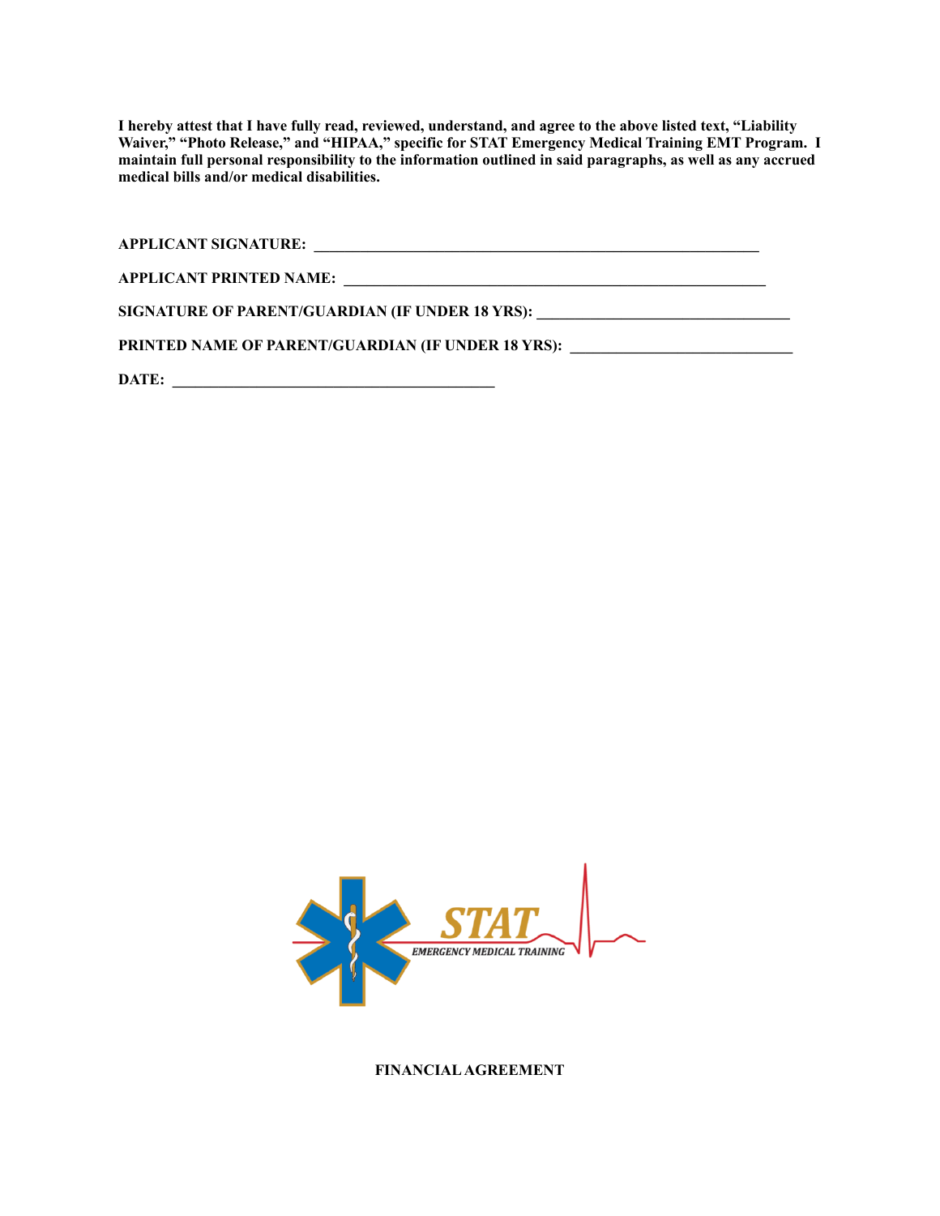**I hereby attest that I have fully read, reviewed, understand, and agree to the above listed text, "Liability Waiver," "Photo Release," and "HIPAA," specific for STAT Emergency Medical Training EMT Program. I maintain full personal responsibility to the information outlined in said paragraphs, as well as any accrued medical bills and/or medical disabilities.**

**APPLICANT SIGNATURE:** ____________________________________________________________

**APPLICANT PRINTED NAME:** _________________________________________________________

**SIGNATURE OF PARENT/GUARDIAN (IF UNDER 18 YRS):** ________________________________

**PRINTED NAME OF PARENT/GUARDIAN (IF UNDER 18 YRS):** _____________________________

**DATE:** __________________________________________

STAT EMERGENCY MEDICAL TRAINING

**FINANCIAL AGREEMENT**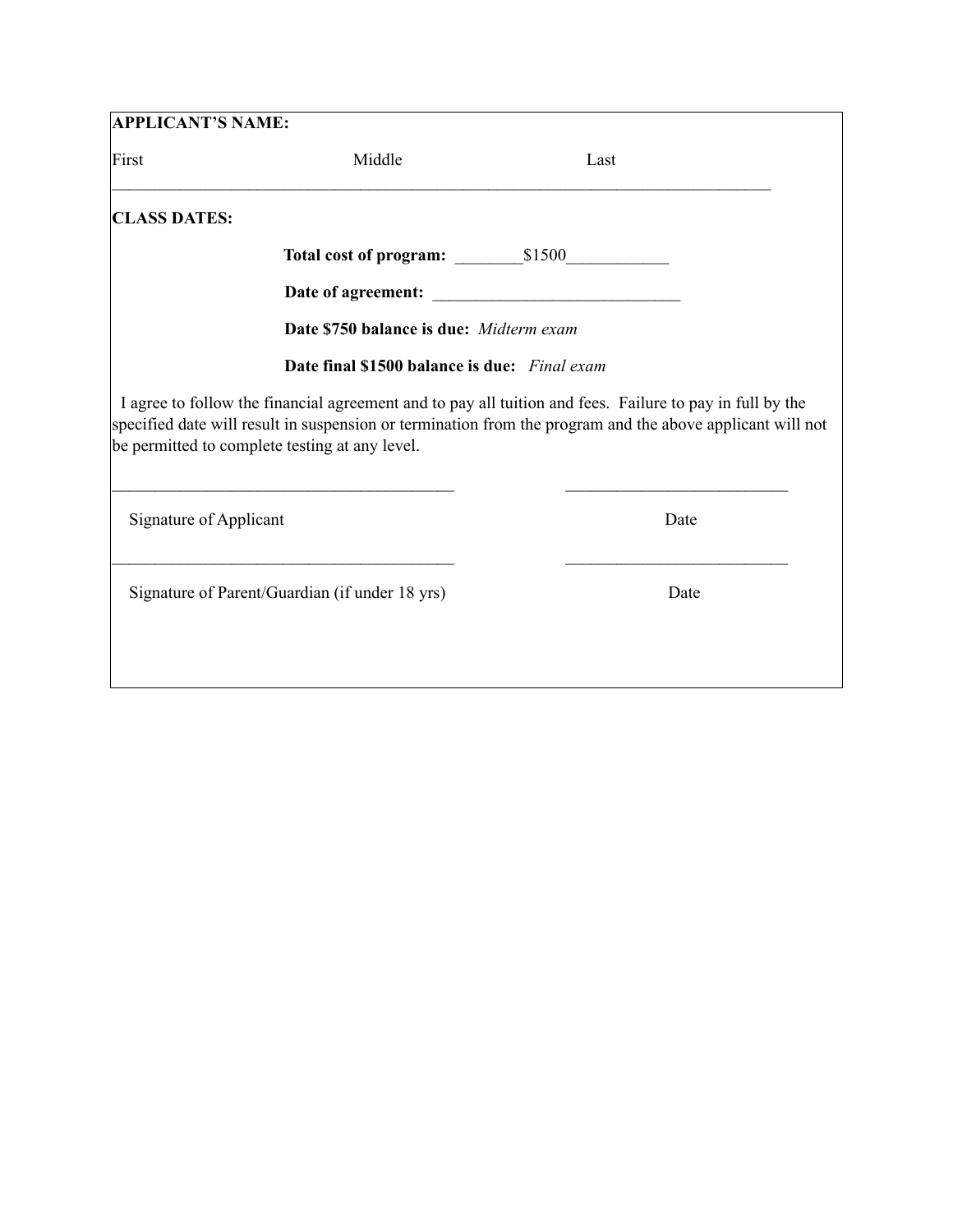**APPLICANT'S NAME:**

First                                        Middle                                        Last

________________________________________________________________________________

**CLASS DATES:**

**Total cost of program:** ________$1500____________

**Date of agreement:** ______________________________

**Date $750 balance is due:** *Midterm exam*

**Date final $1500 balance is due:** *Final exam*

I agree to follow the financial agreement and to pay all tuition and fees. Failure to pay in full by the specified date will result in suspension or termination from the program and the above applicant will not be permitted to complete testing at any level.

________________________________________          ___________________________

Signature of Applicant                                        Date

________________________________________          ___________________________

Signature of Parent/Guardian (if under 18 yrs)                                        Date